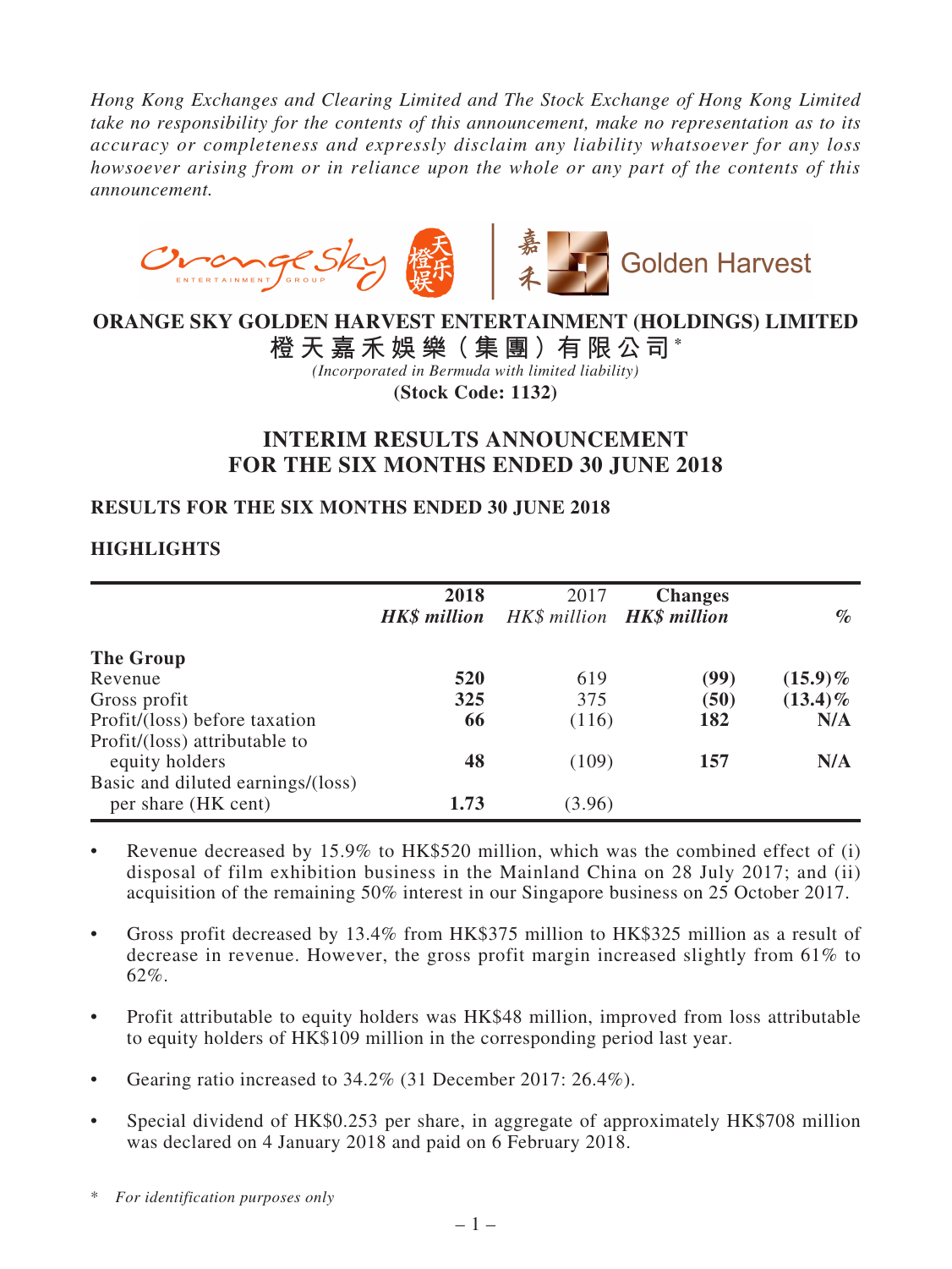*Hong Kong Exchanges and Clearing Limited and The Stock Exchange of Hong Kong Limited take no responsibility for the contents of this announcement, make no representation as to its accuracy or completeness and expressly disclaim any liability whatsoever for any loss howsoever arising from or in reliance upon the whole or any part of the contents of this announcement.*

# ORANGE SKY GOLDEN HARVEST ENTERTAINMENT (HOLDINGS) LIMITED
# 橙天嘉禾娛樂（集團）有限公司*

*(Incorporated in Bermuda with limited liability)*

**(Stock Code: 1132)**

## INTERIM RESULTS ANNOUNCEMENT FOR THE SIX MONTHS ENDED 30 JUNE 2018

### RESULTS FOR THE SIX MONTHS ENDED 30 JUNE 2018

### HIGHLIGHTS

| | 2018 *HK$ million* | 2017 *HK$ million* | Changes *HK$ million* | % |
|---|---|---|---|---|
| **The Group** | | | | |
| Revenue | **520** | 619 | **(99)** | **(15.9)%** |
| Gross profit | **325** | 375 | **(50)** | **(13.4)%** |
| Profit/(loss) before taxation | **66** | (116) | **182** | **N/A** |
| Profit/(loss) attributable to equity holders | **48** | (109) | **157** | **N/A** |
| Basic and diluted earnings/(loss) per share (HK cent) | **1.73** | (3.96) | | |

- Revenue decreased by 15.9% to HK$520 million, which was the combined effect of (i) disposal of film exhibition business in the Mainland China on 28 July 2017; and (ii) acquisition of the remaining 50% interest in our Singapore business on 25 October 2017.
- Gross profit decreased by 13.4% from HK$375 million to HK$325 million as a result of decrease in revenue. However, the gross profit margin increased slightly from 61% to 62%.
- Profit attributable to equity holders was HK$48 million, improved from loss attributable to equity holders of HK$109 million in the corresponding period last year.
- Gearing ratio increased to 34.2% (31 December 2017: 26.4%).
- Special dividend of HK$0.253 per share, in aggregate of approximately HK$708 million was declared on 4 January 2018 and paid on 6 February 2018.

\* *For identification purposes only*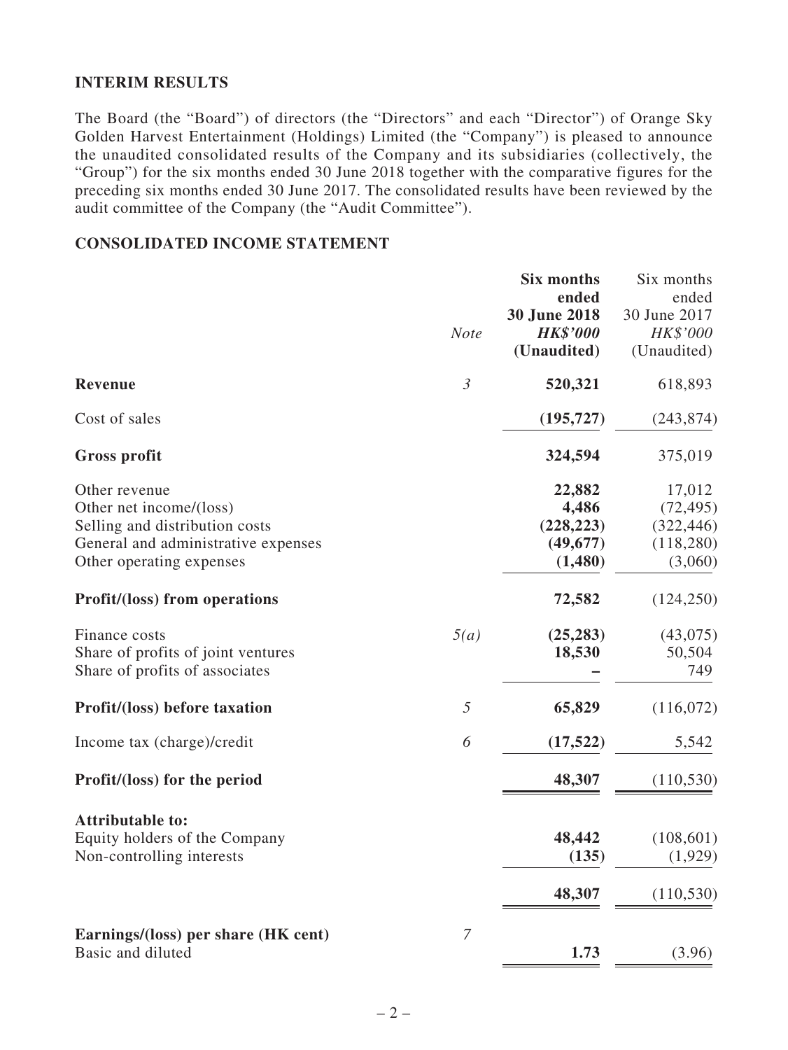## INTERIM RESULTS

The Board (the "Board") of directors (the "Directors" and each "Director") of Orange Sky Golden Harvest Entertainment (Holdings) Limited (the "Company") is pleased to announce the unaudited consolidated results of the Company and its subsidiaries (collectively, the "Group") for the six months ended 30 June 2018 together with the comparative figures for the preceding six months ended 30 June 2017. The consolidated results have been reviewed by the audit committee of the Company (the "Audit Committee").

## CONSOLIDATED INCOME STATEMENT

| | *Note* | **Six months ended 30 June 2018** ***HK$'000*** **(Unaudited)** | Six months ended 30 June 2017 *HK$'000* (Unaudited) |
|---|---|---|---|
| **Revenue** | *3* | **520,321** | 618,893 |
| Cost of sales | | **(195,727)** | (243,874) |
| **Gross profit** | | **324,594** | 375,019 |
| Other revenue | | **22,882** | 17,012 |
| Other net income/(loss) | | **4,486** | (72,495) |
| Selling and distribution costs | | **(228,223)** | (322,446) |
| General and administrative expenses | | **(49,677)** | (118,280) |
| Other operating expenses | | **(1,480)** | (3,060) |
| **Profit/(loss) from operations** | | **72,582** | (124,250) |
| Finance costs | *5(a)* | **(25,283)** | (43,075) |
| Share of profits of joint ventures | | **18,530** | 50,504 |
| Share of profits of associates | | **–** | 749 |
| **Profit/(loss) before taxation** | *5* | **65,829** | (116,072) |
| Income tax (charge)/credit | *6* | **(17,522)** | 5,542 |
| **Profit/(loss) for the period** | | **48,307** | (110,530) |
| **Attributable to:** | | | |
| Equity holders of the Company | | **48,442** | (108,601) |
| Non-controlling interests | | **(135)** | (1,929) |
| | | **48,307** | (110,530) |
| **Earnings/(loss) per share (HK cent)** | *7* | | |
| Basic and diluted | | **1.73** | (3.96) |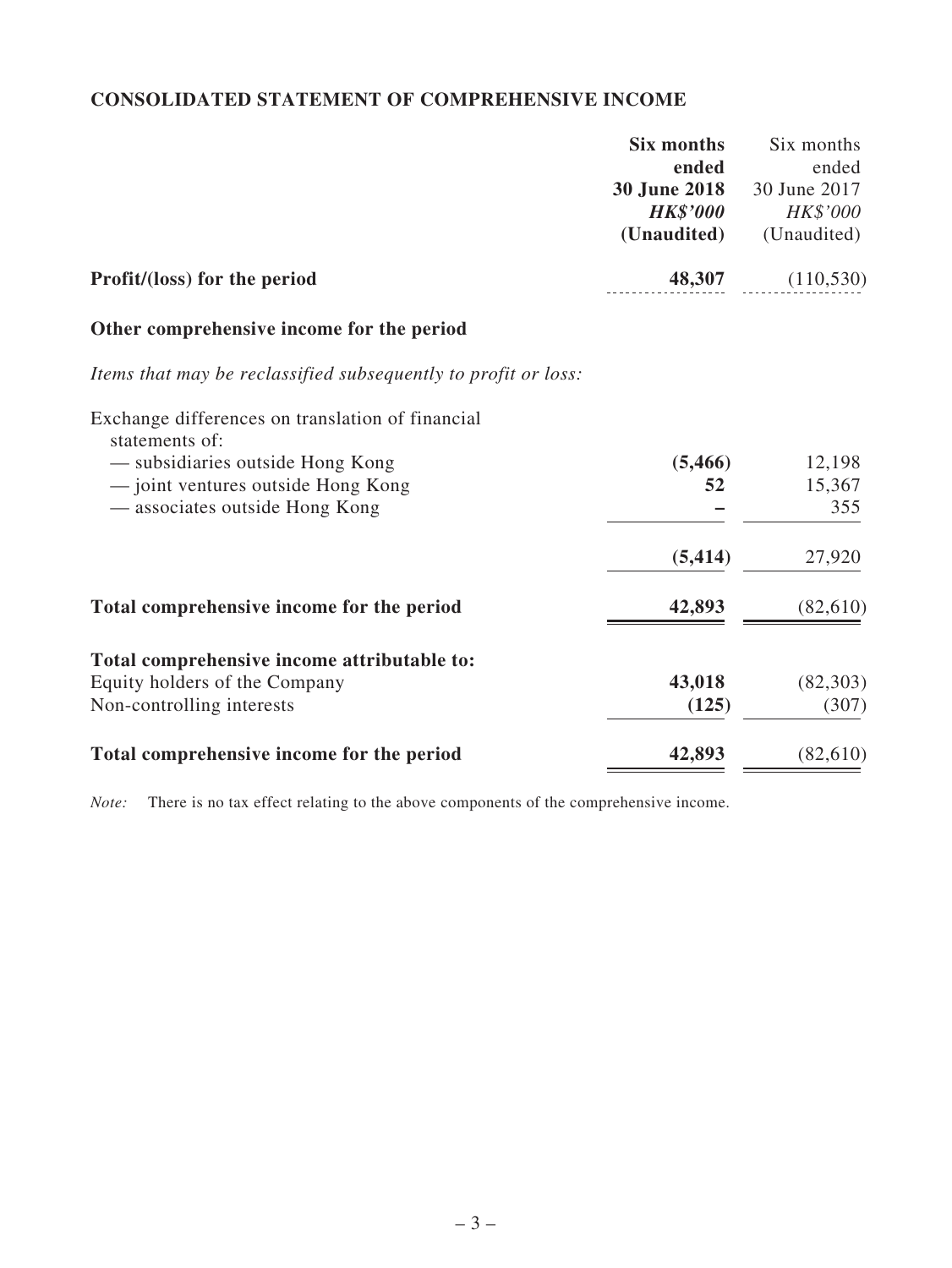## CONSOLIDATED STATEMENT OF COMPREHENSIVE INCOME

| | **Six months ended 30 June 2018** | Six months ended 30 June 2017 |
|---|---|---|
| | ***HK$'000*** | *HK$'000* |
| | **(Unaudited)** | (Unaudited) |
| **Profit/(loss) for the period** | **48,307** | (110,530) |
| **Other comprehensive income for the period** | | |
| *Items that may be reclassified subsequently to profit or loss:* | | |
| Exchange differences on translation of financial statements of: | | |
| — subsidiaries outside Hong Kong | **(5,466)** | 12,198 |
| — joint ventures outside Hong Kong | **52** | 15,367 |
| — associates outside Hong Kong | **–** | 355 |
| | **(5,414)** | 27,920 |
| **Total comprehensive income for the period** | **42,893** | (82,610) |
| **Total comprehensive income attributable to:** | | |
| Equity holders of the Company | **43,018** | (82,303) |
| Non-controlling interests | **(125)** | (307) |
| **Total comprehensive income for the period** | **42,893** | (82,610) |

*Note:* There is no tax effect relating to the above components of the comprehensive income.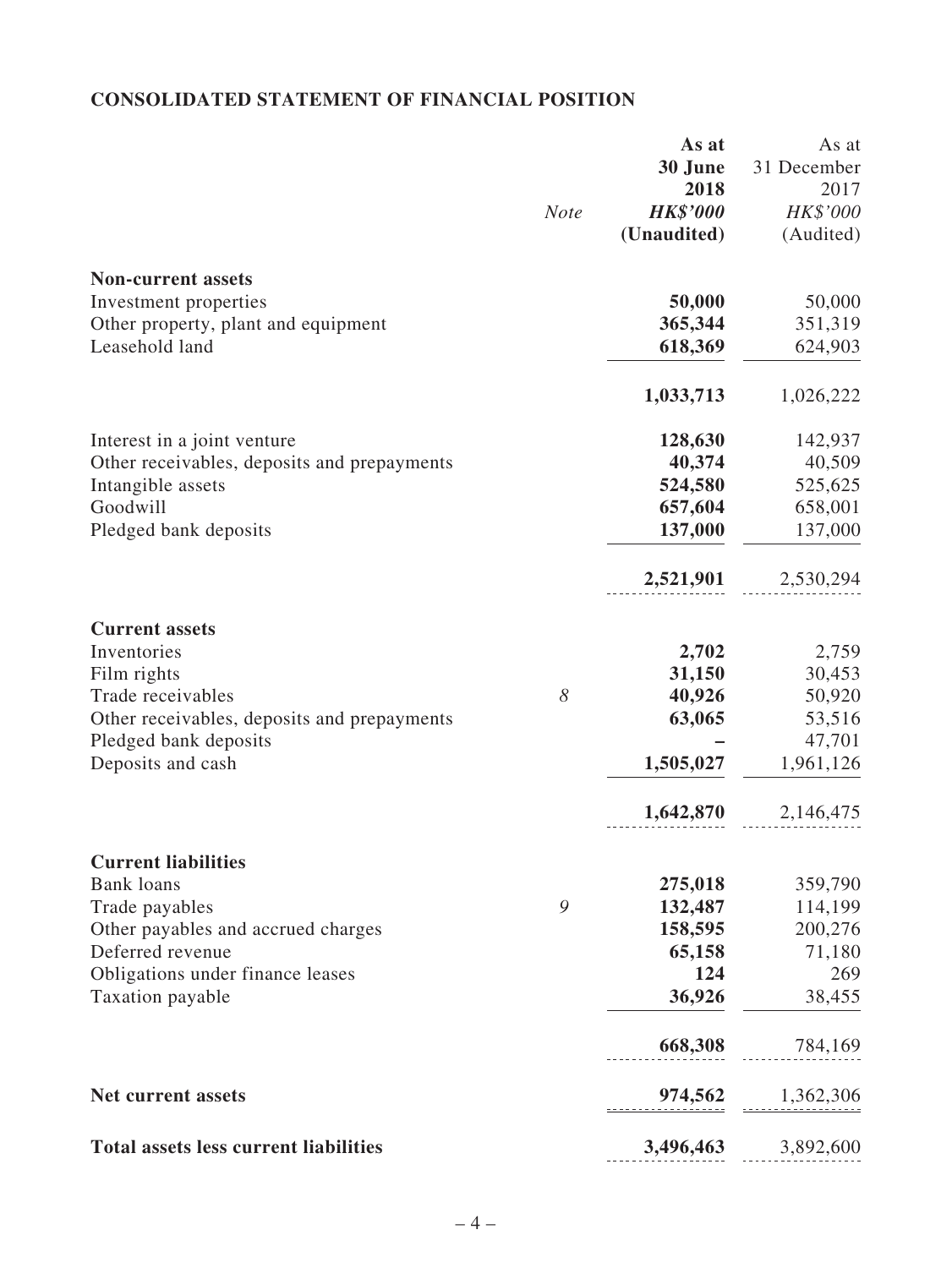## CONSOLIDATED STATEMENT OF FINANCIAL POSITION

| | Note | **As at 30 June 2018 HK$'000 (Unaudited)** | As at 31 December 2017 HK$'000 (Audited) |
|---|---|---|---|
| **Non-current assets** | | | |
| Investment properties | | **50,000** | 50,000 |
| Other property, plant and equipment | | **365,344** | 351,319 |
| Leasehold land | | **618,369** | 624,903 |
| | | **1,033,713** | 1,026,222 |
| Interest in a joint venture | | **128,630** | 142,937 |
| Other receivables, deposits and prepayments | | **40,374** | 40,509 |
| Intangible assets | | **524,580** | 525,625 |
| Goodwill | | **657,604** | 658,001 |
| Pledged bank deposits | | **137,000** | 137,000 |
| | | **2,521,901** | 2,530,294 |
| **Current assets** | | | |
| Inventories | | **2,702** | 2,759 |
| Film rights | | **31,150** | 30,453 |
| Trade receivables | 8 | **40,926** | 50,920 |
| Other receivables, deposits and prepayments | | **63,065** | 53,516 |
| Pledged bank deposits | | **–** | 47,701 |
| Deposits and cash | | **1,505,027** | 1,961,126 |
| | | **1,642,870** | 2,146,475 |
| **Current liabilities** | | | |
| Bank loans | | **275,018** | 359,790 |
| Trade payables | 9 | **132,487** | 114,199 |
| Other payables and accrued charges | | **158,595** | 200,276 |
| Deferred revenue | | **65,158** | 71,180 |
| Obligations under finance leases | | **124** | 269 |
| Taxation payable | | **36,926** | 38,455 |
| | | **668,308** | 784,169 |
| **Net current assets** | | **974,562** | 1,362,306 |
| **Total assets less current liabilities** | | **3,496,463** | 3,892,600 |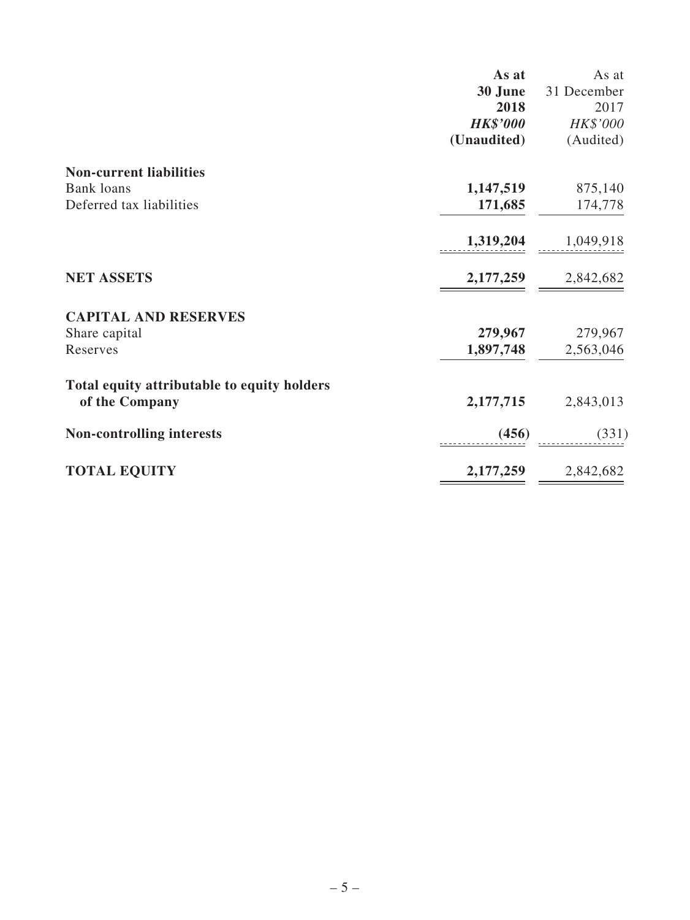| | As at 30 June 2018 HK$'000 (Unaudited) | As at 31 December 2017 HK$'000 (Audited) |
|---|---|---|
| **Non-current liabilities** | | |
| Bank loans | **1,147,519** | 875,140 |
| Deferred tax liabilities | **171,685** | 174,778 |
| | **1,319,204** | 1,049,918 |
| **NET ASSETS** | **2,177,259** | 2,842,682 |
| **CAPITAL AND RESERVES** | | |
| Share capital | **279,967** | 279,967 |
| Reserves | **1,897,748** | 2,563,046 |
| **Total equity attributable to equity holders of the Company** | **2,177,715** | 2,843,013 |
| **Non-controlling interests** | **(456)** | (331) |
| **TOTAL EQUITY** | **2,177,259** | 2,842,682 |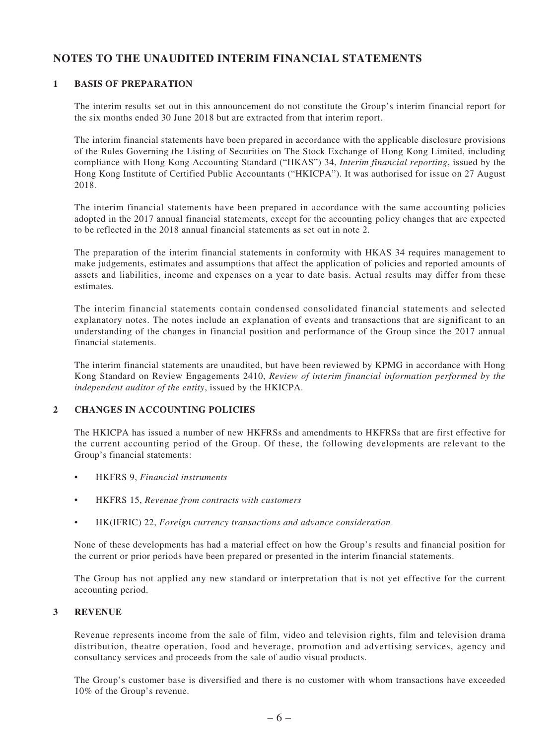# NOTES TO THE UNAUDITED INTERIM FINANCIAL STATEMENTS

## 1 BASIS OF PREPARATION

The interim results set out in this announcement do not constitute the Group's interim financial report for the six months ended 30 June 2018 but are extracted from that interim report.

The interim financial statements have been prepared in accordance with the applicable disclosure provisions of the Rules Governing the Listing of Securities on The Stock Exchange of Hong Kong Limited, including compliance with Hong Kong Accounting Standard ("HKAS") 34, *Interim financial reporting*, issued by the Hong Kong Institute of Certified Public Accountants ("HKICPA"). It was authorised for issue on 27 August 2018.

The interim financial statements have been prepared in accordance with the same accounting policies adopted in the 2017 annual financial statements, except for the accounting policy changes that are expected to be reflected in the 2018 annual financial statements as set out in note 2.

The preparation of the interim financial statements in conformity with HKAS 34 requires management to make judgements, estimates and assumptions that affect the application of policies and reported amounts of assets and liabilities, income and expenses on a year to date basis. Actual results may differ from these estimates.

The interim financial statements contain condensed consolidated financial statements and selected explanatory notes. The notes include an explanation of events and transactions that are significant to an understanding of the changes in financial position and performance of the Group since the 2017 annual financial statements.

The interim financial statements are unaudited, but have been reviewed by KPMG in accordance with Hong Kong Standard on Review Engagements 2410, *Review of interim financial information performed by the independent auditor of the entity*, issued by the HKICPA.

## 2 CHANGES IN ACCOUNTING POLICIES

The HKICPA has issued a number of new HKFRSs and amendments to HKFRSs that are first effective for the current accounting period of the Group. Of these, the following developments are relevant to the Group's financial statements:

- HKFRS 9, *Financial instruments*
- HKFRS 15, *Revenue from contracts with customers*
- HK(IFRIC) 22, *Foreign currency transactions and advance consideration*

None of these developments has had a material effect on how the Group's results and financial position for the current or prior periods have been prepared or presented in the interim financial statements.

The Group has not applied any new standard or interpretation that is not yet effective for the current accounting period.

## 3 REVENUE

Revenue represents income from the sale of film, video and television rights, film and television drama distribution, theatre operation, food and beverage, promotion and advertising services, agency and consultancy services and proceeds from the sale of audio visual products.

The Group's customer base is diversified and there is no customer with whom transactions have exceeded 10% of the Group's revenue.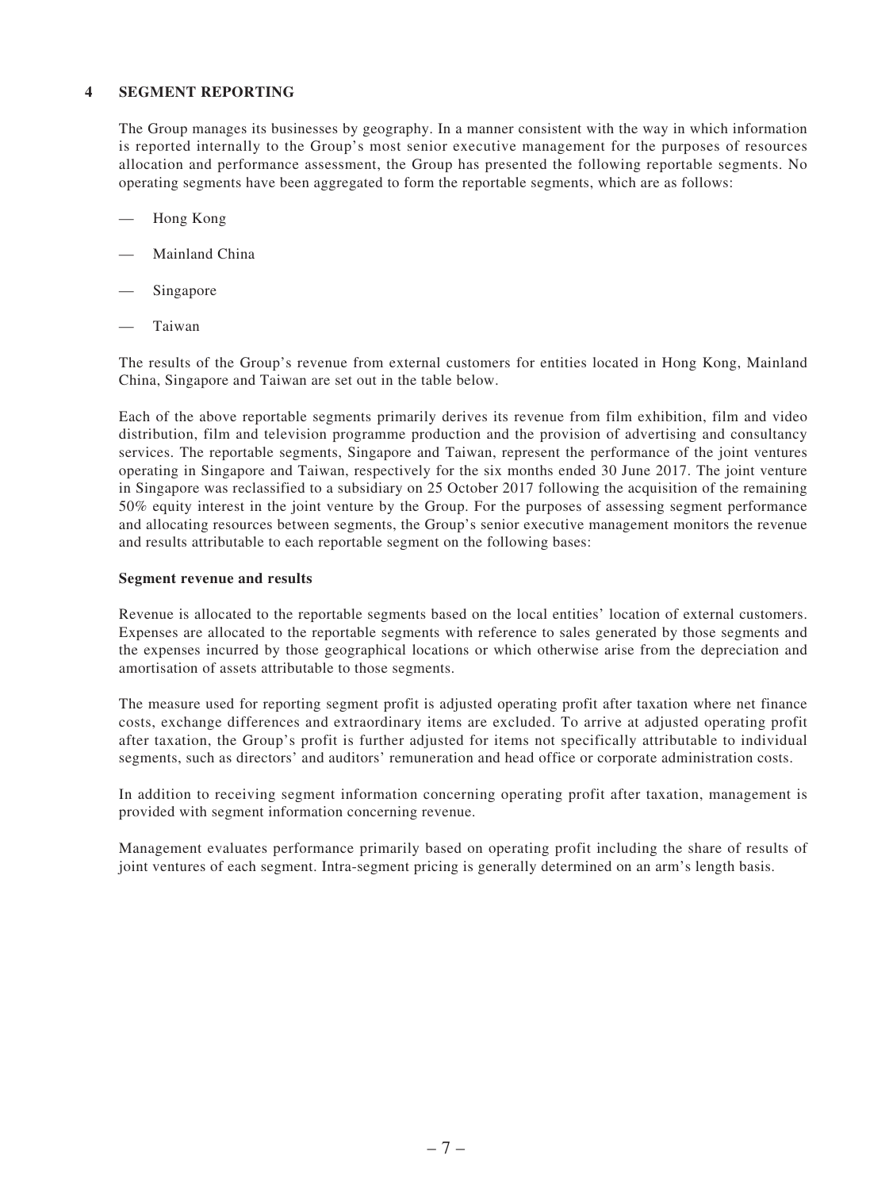## 4 SEGMENT REPORTING

The Group manages its businesses by geography. In a manner consistent with the way in which information is reported internally to the Group's most senior executive management for the purposes of resources allocation and performance assessment, the Group has presented the following reportable segments. No operating segments have been aggregated to form the reportable segments, which are as follows:

- Hong Kong
- Mainland China
- Singapore
- Taiwan

The results of the Group's revenue from external customers for entities located in Hong Kong, Mainland China, Singapore and Taiwan are set out in the table below.

Each of the above reportable segments primarily derives its revenue from film exhibition, film and video distribution, film and television programme production and the provision of advertising and consultancy services. The reportable segments, Singapore and Taiwan, represent the performance of the joint ventures operating in Singapore and Taiwan, respectively for the six months ended 30 June 2017. The joint venture in Singapore was reclassified to a subsidiary on 25 October 2017 following the acquisition of the remaining 50% equity interest in the joint venture by the Group. For the purposes of assessing segment performance and allocating resources between segments, the Group's senior executive management monitors the revenue and results attributable to each reportable segment on the following bases:

**Segment revenue and results**

Revenue is allocated to the reportable segments based on the local entities' location of external customers. Expenses are allocated to the reportable segments with reference to sales generated by those segments and the expenses incurred by those geographical locations or which otherwise arise from the depreciation and amortisation of assets attributable to those segments.

The measure used for reporting segment profit is adjusted operating profit after taxation where net finance costs, exchange differences and extraordinary items are excluded. To arrive at adjusted operating profit after taxation, the Group's profit is further adjusted for items not specifically attributable to individual segments, such as directors' and auditors' remuneration and head office or corporate administration costs.

In addition to receiving segment information concerning operating profit after taxation, management is provided with segment information concerning revenue.

Management evaluates performance primarily based on operating profit including the share of results of joint ventures of each segment. Intra-segment pricing is generally determined on an arm's length basis.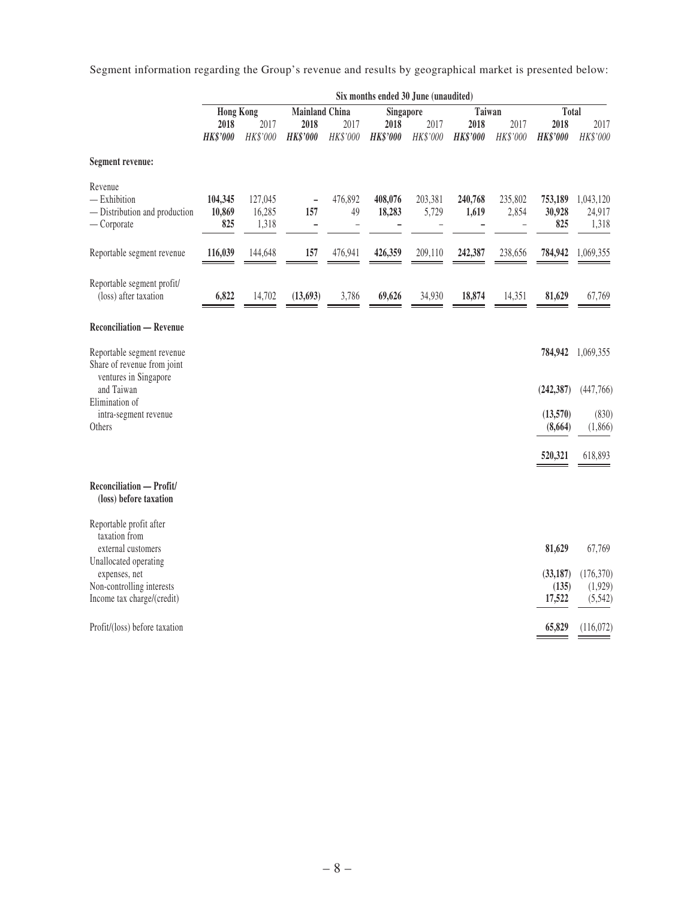Segment information regarding the Group's revenue and results by geographical market is presented below:

| | Six months ended 30 June (unaudited) | | | | | | | | | |
|---|---|---|---|---|---|---|---|---|---|---|
| | Hong Kong | | Mainland China | | Singapore | | Taiwan | | Total | |
| | **2018** | 2017 | **2018** | 2017 | **2018** | 2017 | **2018** | 2017 | **2018** | 2017 |
| | ***HK$'000*** | *HK$'000* | ***HK$'000*** | *HK$'000* | ***HK$'000*** | *HK$'000* | ***HK$'000*** | *HK$'000* | ***HK$'000*** | *HK$'000* |
| **Segment revenue:** | | | | | | | | | | |
| Revenue | | | | | | | | | | |
| — Exhibition | **104,345** | 127,045 | **–** | 476,892 | **408,076** | 203,381 | **240,768** | 235,802 | **753,189** | 1,043,120 |
| — Distribution and production | **10,869** | 16,285 | **157** | 49 | **18,283** | 5,729 | **1,619** | 2,854 | **30,928** | 24,917 |
| — Corporate | **825** | 1,318 | **–** | – | **–** | – | **–** | – | **825** | 1,318 |
| Reportable segment revenue | **116,039** | 144,648 | **157** | 476,941 | **426,359** | 209,110 | **242,387** | 238,656 | **784,942** | 1,069,355 |
| Reportable segment profit/ (loss) after taxation | **6,822** | 14,702 | **(13,693)** | 3,786 | **69,626** | 34,930 | **18,874** | 14,351 | **81,629** | 67,769 |
| **Reconciliation — Revenue** | | | | | | | | | | |
| Reportable segment revenue | | | | | | | | | **784,942** | 1,069,355 |
| Share of revenue from joint ventures in Singapore and Taiwan | | | | | | | | | **(242,387)** | (447,766) |
| Elimination of intra-segment revenue | | | | | | | | | **(13,570)** | (830) |
| Others | | | | | | | | | **(8,664)** | (1,866) |
| | | | | | | | | | **520,321** | 618,893 |
| **Reconciliation — Profit/ (loss) before taxation** | | | | | | | | | | |
| Reportable profit after taxation from external customers | | | | | | | | | **81,629** | 67,769 |
| Unallocated operating expenses, net | | | | | | | | | **(33,187)** | (176,370) |
| Non-controlling interests | | | | | | | | | **(135)** | (1,929) |
| Income tax charge/(credit) | | | | | | | | | **17,522** | (5,542) |
| Profit/(loss) before taxation | | | | | | | | | **65,829** | (116,072) |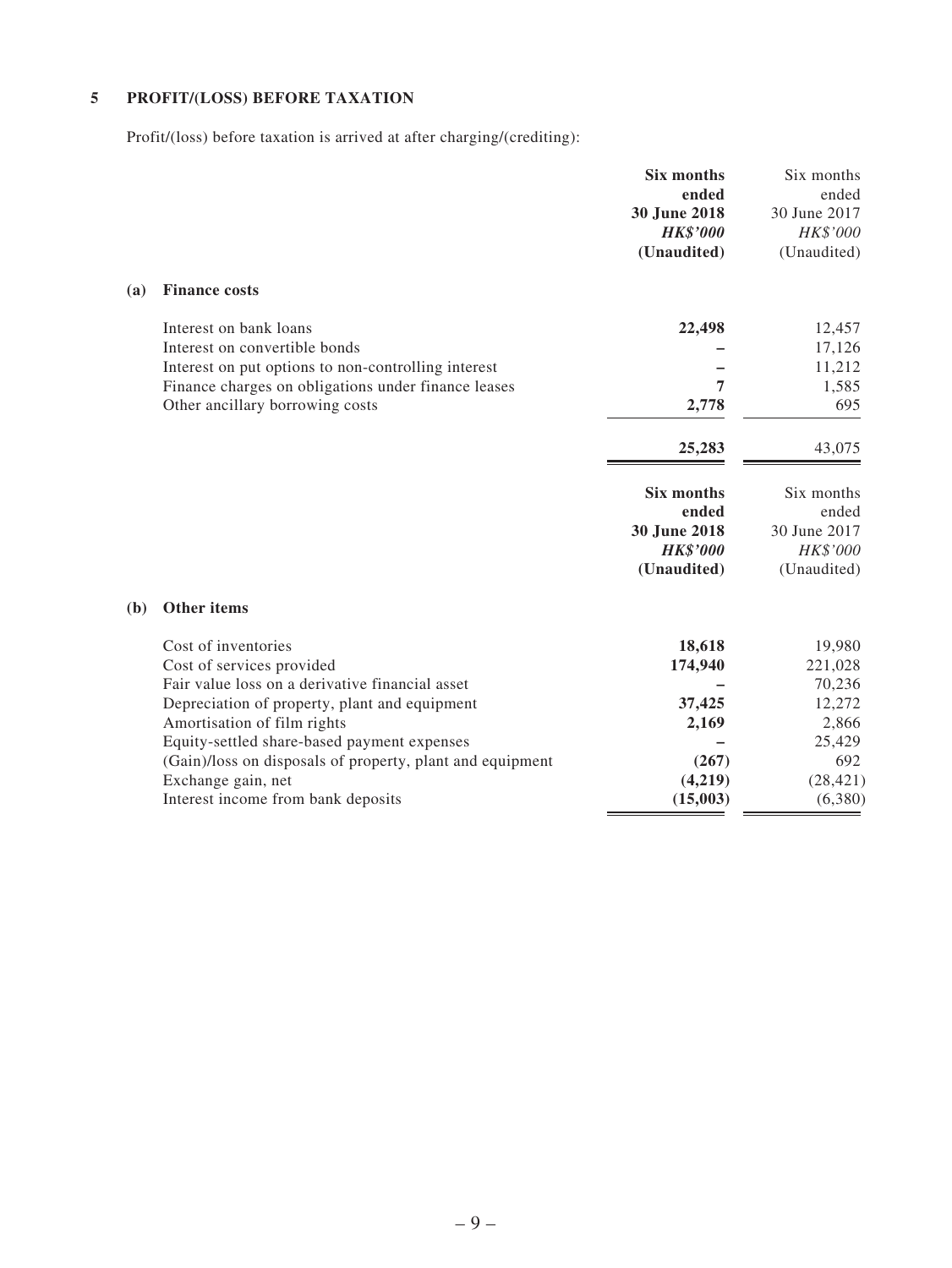## 5 PROFIT/(LOSS) BEFORE TAXATION

Profit/(loss) before taxation is arrived at after charging/(crediting):

| | **Six months ended 30 June 2018** | Six months ended 30 June 2017 |
|---|---|---|
| | ***HK$'000*** | *HK$'000* |
| | **(Unaudited)** | (Unaudited) |
| **(a) Finance costs** | | |
| Interest on bank loans | **22,498** | 12,457 |
| Interest on convertible bonds | **–** | 17,126 |
| Interest on put options to non-controlling interest | **–** | 11,212 |
| Finance charges on obligations under finance leases | **7** | 1,585 |
| Other ancillary borrowing costs | **2,778** | 695 |
| | **25,283** | 43,075 |

| | **Six months ended 30 June 2018** | Six months ended 30 June 2017 |
|---|---|---|
| | ***HK$'000*** | *HK$'000* |
| | **(Unaudited)** | (Unaudited) |
| **(b) Other items** | | |
| Cost of inventories | **18,618** | 19,980 |
| Cost of services provided | **174,940** | 221,028 |
| Fair value loss on a derivative financial asset | **–** | 70,236 |
| Depreciation of property, plant and equipment | **37,425** | 12,272 |
| Amortisation of film rights | **2,169** | 2,866 |
| Equity-settled share-based payment expenses | **–** | 25,429 |
| (Gain)/loss on disposals of property, plant and equipment | **(267)** | 692 |
| Exchange gain, net | **(4,219)** | (28,421) |
| Interest income from bank deposits | **(15,003)** | (6,380) |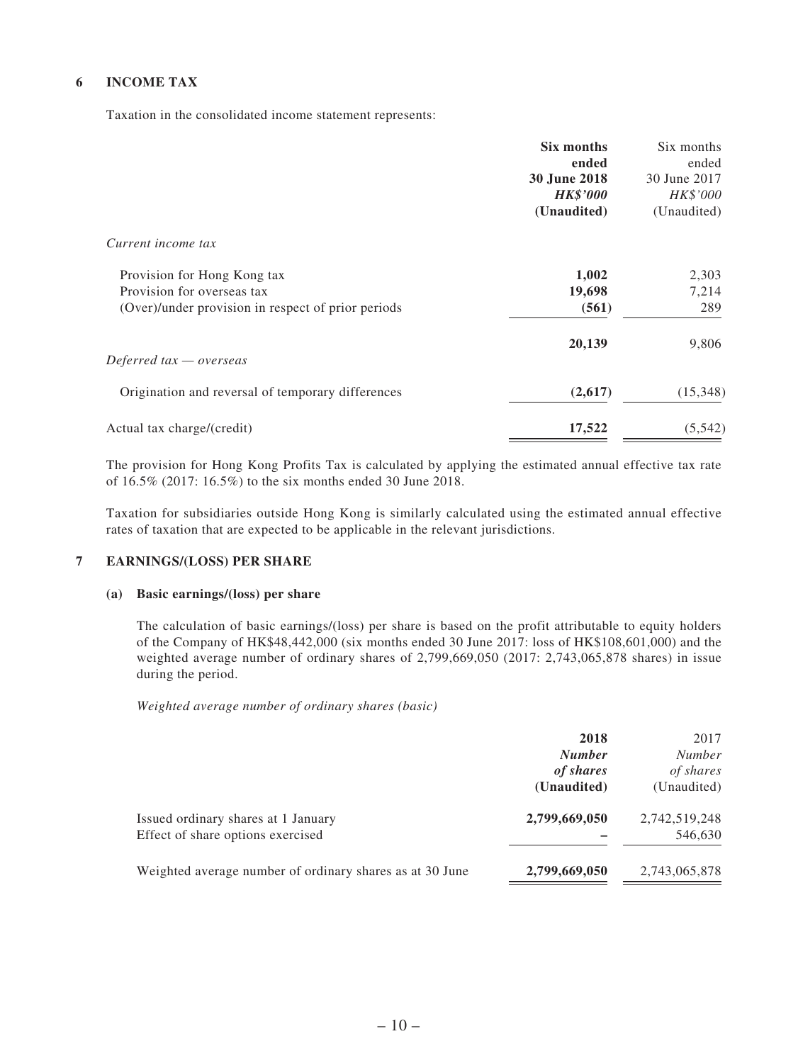## 6 INCOME TAX

Taxation in the consolidated income statement represents:

| | **Six months ended 30 June 2018** ***HK$'000*** **(Unaudited)** | Six months ended 30 June 2017 *HK$'000* (Unaudited) |
|---|---|---|
| *Current income tax* | | |
| Provision for Hong Kong tax | **1,002** | 2,303 |
| Provision for overseas tax | **19,698** | 7,214 |
| (Over)/under provision in respect of prior periods | **(561)** | 289 |
| | **20,139** | 9,806 |
| *Deferred tax — overseas* | | |
| Origination and reversal of temporary differences | **(2,617)** | (15,348) |
| Actual tax charge/(credit) | **17,522** | (5,542) |

The provision for Hong Kong Profits Tax is calculated by applying the estimated annual effective tax rate of 16.5% (2017: 16.5%) to the six months ended 30 June 2018.

Taxation for subsidiaries outside Hong Kong is similarly calculated using the estimated annual effective rates of taxation that are expected to be applicable in the relevant jurisdictions.

## 7 EARNINGS/(LOSS) PER SHARE

### (a) Basic earnings/(loss) per share

The calculation of basic earnings/(loss) per share is based on the profit attributable to equity holders of the Company of HK$48,442,000 (six months ended 30 June 2017: loss of HK$108,601,000) and the weighted average number of ordinary shares of 2,799,669,050 (2017: 2,743,065,878 shares) in issue during the period.

*Weighted average number of ordinary shares (basic)*

| | **2018** ***Number of shares*** **(Unaudited)** | 2017 *Number of shares* (Unaudited) |
|---|---|---|
| Issued ordinary shares at 1 January | **2,799,669,050** | 2,742,519,248 |
| Effect of share options exercised | **–** | 546,630 |
| Weighted average number of ordinary shares as at 30 June | **2,799,669,050** | 2,743,065,878 |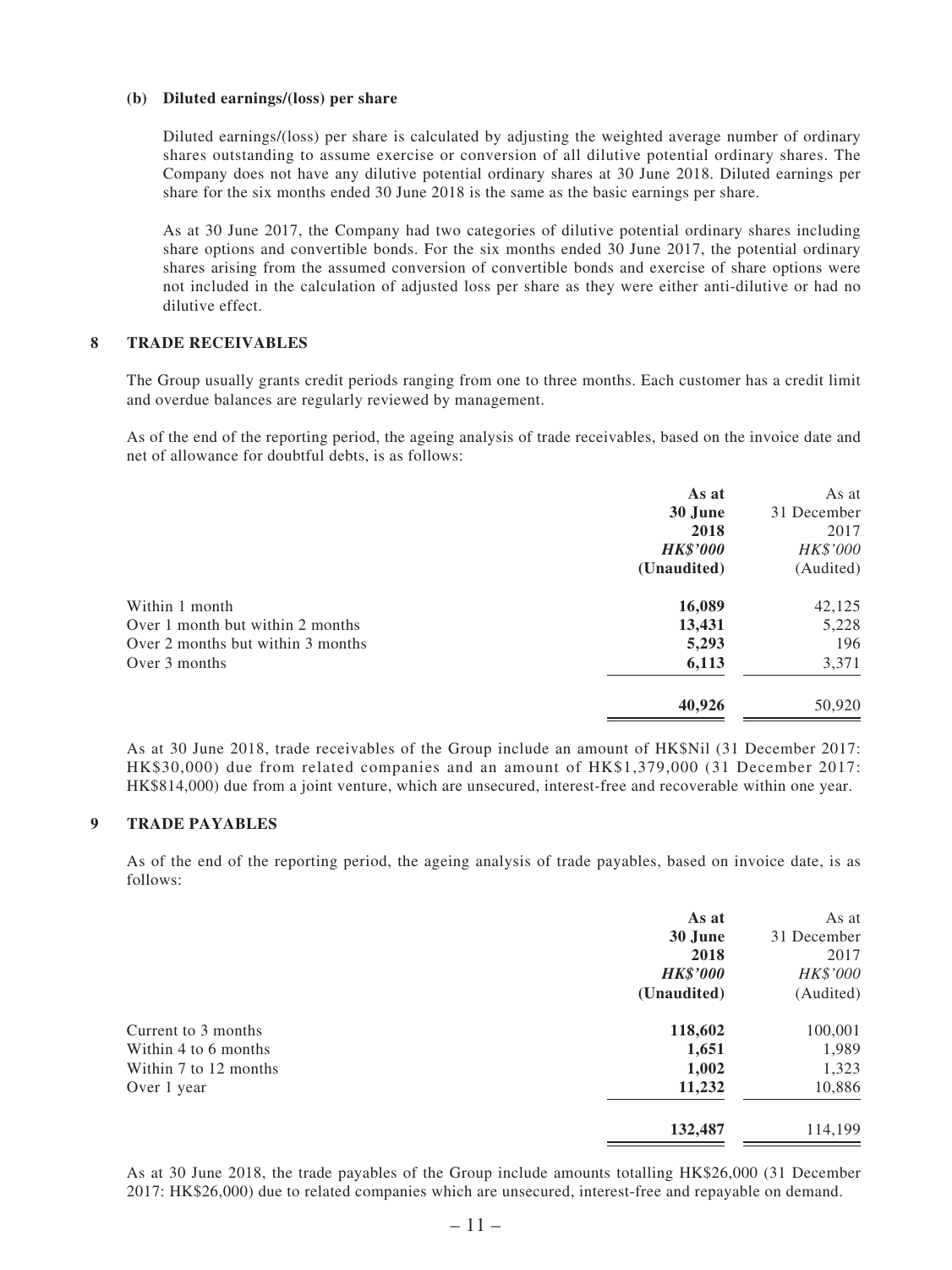**(b) Diluted earnings/(loss) per share**

Diluted earnings/(loss) per share is calculated by adjusting the weighted average number of ordinary shares outstanding to assume exercise or conversion of all dilutive potential ordinary shares. The Company does not have any dilutive potential ordinary shares at 30 June 2018. Diluted earnings per share for the six months ended 30 June 2018 is the same as the basic earnings per share.

As at 30 June 2017, the Company had two categories of dilutive potential ordinary shares including share options and convertible bonds. For the six months ended 30 June 2017, the potential ordinary shares arising from the assumed conversion of convertible bonds and exercise of share options were not included in the calculation of adjusted loss per share as they were either anti-dilutive or had no dilutive effect.

## 8 TRADE RECEIVABLES

The Group usually grants credit periods ranging from one to three months. Each customer has a credit limit and overdue balances are regularly reviewed by management.

As of the end of the reporting period, the ageing analysis of trade receivables, based on the invoice date and net of allowance for doubtful debts, is as follows:

| | **As at 30 June 2018** | As at 31 December 2017 |
|---|---|---|
| | ***HK$'000*** | *HK$'000* |
| | **(Unaudited)** | (Audited) |
| Within 1 month | **16,089** | 42,125 |
| Over 1 month but within 2 months | **13,431** | 5,228 |
| Over 2 months but within 3 months | **5,293** | 196 |
| Over 3 months | **6,113** | 3,371 |
| | **40,926** | 50,920 |

As at 30 June 2018, trade receivables of the Group include an amount of HK$Nil (31 December 2017: HK$30,000) due from related companies and an amount of HK$1,379,000 (31 December 2017: HK$814,000) due from a joint venture, which are unsecured, interest-free and recoverable within one year.

## 9 TRADE PAYABLES

As of the end of the reporting period, the ageing analysis of trade payables, based on invoice date, is as follows:

| | **As at 30 June 2018** | As at 31 December 2017 |
|---|---|---|
| | ***HK$'000*** | *HK$'000* |
| | **(Unaudited)** | (Audited) |
| Current to 3 months | **118,602** | 100,001 |
| Within 4 to 6 months | **1,651** | 1,989 |
| Within 7 to 12 months | **1,002** | 1,323 |
| Over 1 year | **11,232** | 10,886 |
| | **132,487** | 114,199 |

As at 30 June 2018, the trade payables of the Group include amounts totalling HK$26,000 (31 December 2017: HK$26,000) due to related companies which are unsecured, interest-free and repayable on demand.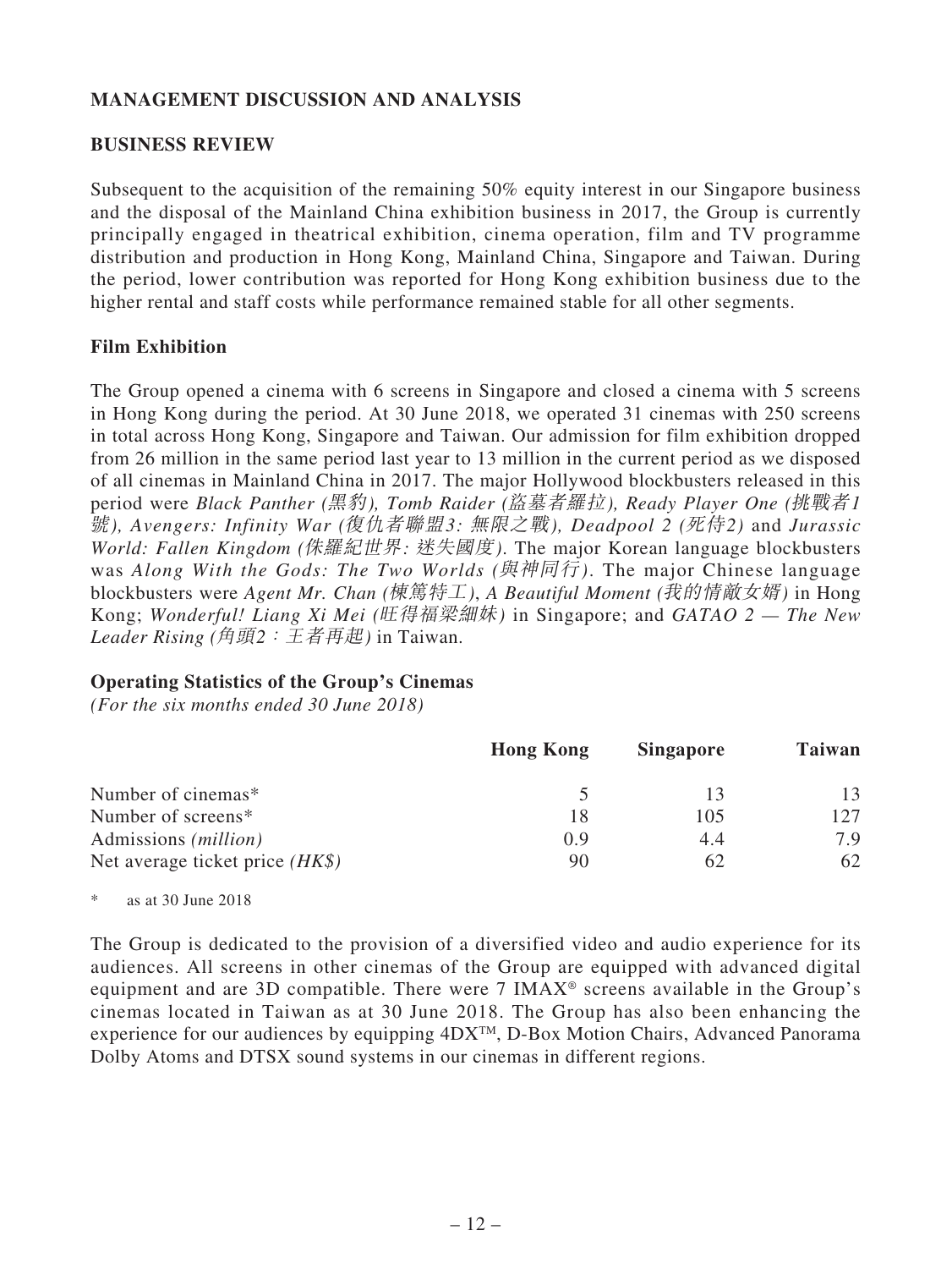## MANAGEMENT DISCUSSION AND ANALYSIS

### BUSINESS REVIEW

Subsequent to the acquisition of the remaining 50% equity interest in our Singapore business and the disposal of the Mainland China exhibition business in 2017, the Group is currently principally engaged in theatrical exhibition, cinema operation, film and TV programme distribution and production in Hong Kong, Mainland China, Singapore and Taiwan. During the period, lower contribution was reported for Hong Kong exhibition business due to the higher rental and staff costs while performance remained stable for all other segments.

#### Film Exhibition

The Group opened a cinema with 6 screens in Singapore and closed a cinema with 5 screens in Hong Kong during the period. At 30 June 2018, we operated 31 cinemas with 250 screens in total across Hong Kong, Singapore and Taiwan. Our admission for film exhibition dropped from 26 million in the same period last year to 13 million in the current period as we disposed of all cinemas in Mainland China in 2017. The major Hollywood blockbusters released in this period were *Black Panther (黑豹), Tomb Raider (盜墓者羅拉), Ready Player One (挑戰者1號), Avengers: Infinity War (復仇者聯盟3: 無限之戰), Deadpool 2 (死侍2)* and *Jurassic World: Fallen Kingdom (侏羅紀世界: 迷失國度)*. The major Korean language blockbusters was *Along With the Gods: The Two Worlds (與神同行)*. The major Chinese language blockbusters were *Agent Mr. Chan (棟篤特工)*, *A Beautiful Moment (我的情敵女婿)* in Hong Kong; *Wonderful! Liang Xi Mei (旺得福粱細妹)* in Singapore; and *GATAO 2 — The New Leader Rising (角頭2：王者再起)* in Taiwan.

#### Operating Statistics of the Group's Cinemas

*(For the six months ended 30 June 2018)*

| | Hong Kong | Singapore | Taiwan |
|---|---|---|---|
| Number of cinemas* | 5 | 13 | 13 |
| Number of screens* | 18 | 105 | 127 |
| Admissions *(million)* | 0.9 | 4.4 | 7.9 |
| Net average ticket price *(HK$)* | 90 | 62 | 62 |

\* as at 30 June 2018

The Group is dedicated to the provision of a diversified video and audio experience for its audiences. All screens in other cinemas of the Group are equipped with advanced digital equipment and are 3D compatible. There were 7 IMAX® screens available in the Group's cinemas located in Taiwan as at 30 June 2018. The Group has also been enhancing the experience for our audiences by equipping 4DX™, D-Box Motion Chairs, Advanced Panorama Dolby Atoms and DTSX sound systems in our cinemas in different regions.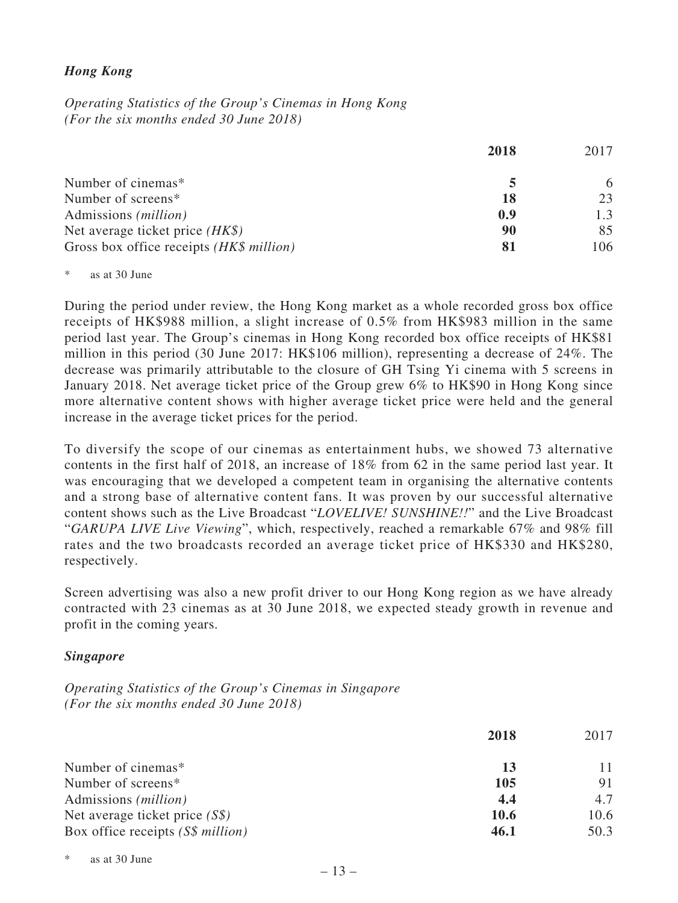### *Hong Kong*

*Operating Statistics of the Group's Cinemas in Hong Kong*
*(For the six months ended 30 June 2018)*

| | **2018** | 2017 |
|---|---|---|
| Number of cinemas* | **5** | 6 |
| Number of screens* | **18** | 23 |
| Admissions *(million)* | **0.9** | 1.3 |
| Net average ticket price *(HK$)* | **90** | 85 |
| Gross box office receipts *(HK$ million)* | **81** | 106 |

\* as at 30 June

During the period under review, the Hong Kong market as a whole recorded gross box office receipts of HK$988 million, a slight increase of 0.5% from HK$983 million in the same period last year. The Group's cinemas in Hong Kong recorded box office receipts of HK$81 million in this period (30 June 2017: HK$106 million), representing a decrease of 24%. The decrease was primarily attributable to the closure of GH Tsing Yi cinema with 5 screens in January 2018. Net average ticket price of the Group grew 6% to HK$90 in Hong Kong since more alternative content shows with higher average ticket price were held and the general increase in the average ticket prices for the period.

To diversify the scope of our cinemas as entertainment hubs, we showed 73 alternative contents in the first half of 2018, an increase of 18% from 62 in the same period last year. It was encouraging that we developed a competent team in organising the alternative contents and a strong base of alternative content fans. It was proven by our successful alternative content shows such as the Live Broadcast "*LOVELIVE! SUNSHINE!!*" and the Live Broadcast "*GARUPA LIVE Live Viewing*", which, respectively, reached a remarkable 67% and 98% fill rates and the two broadcasts recorded an average ticket price of HK$330 and HK$280, respectively.

Screen advertising was also a new profit driver to our Hong Kong region as we have already contracted with 23 cinemas as at 30 June 2018, we expected steady growth in revenue and profit in the coming years.

### *Singapore*

*Operating Statistics of the Group's Cinemas in Singapore*
*(For the six months ended 30 June 2018)*

| | **2018** | 2017 |
|---|---|---|
| Number of cinemas* | **13** | 11 |
| Number of screens* | **105** | 91 |
| Admissions *(million)* | **4.4** | 4.7 |
| Net average ticket price *(S$)* | **10.6** | 10.6 |
| Box office receipts *(S$ million)* | **46.1** | 50.3 |

\* as at 30 June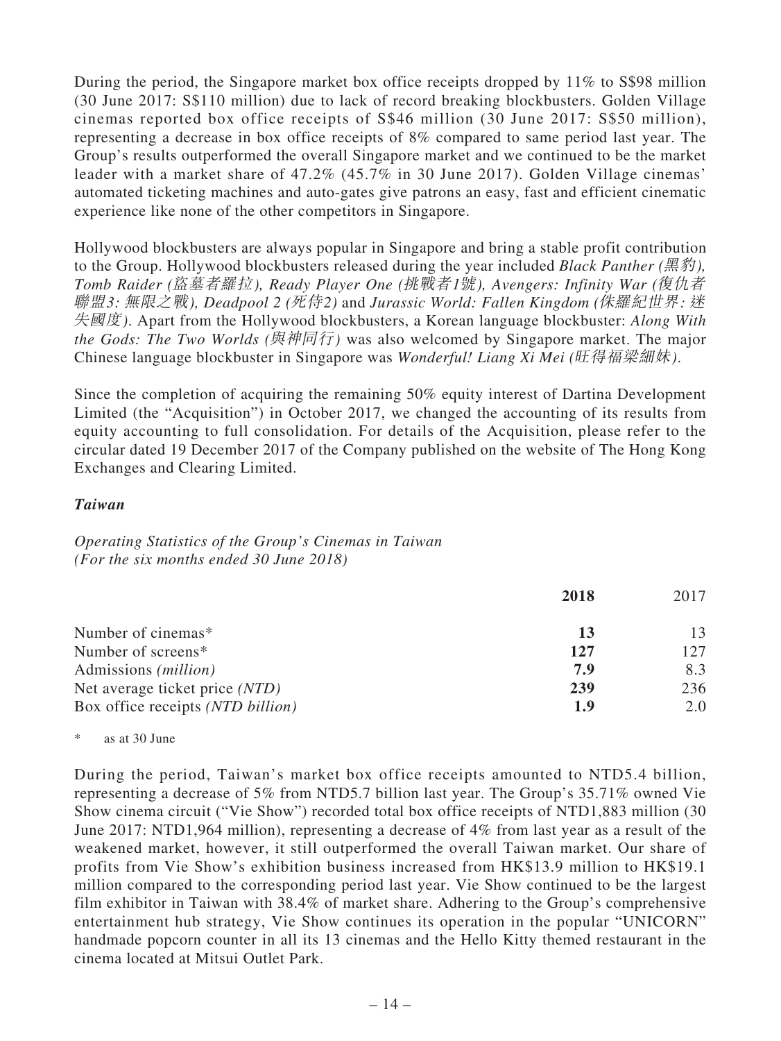During the period, the Singapore market box office receipts dropped by 11% to S$98 million (30 June 2017: S$110 million) due to lack of record breaking blockbusters. Golden Village cinemas reported box office receipts of S$46 million (30 June 2017: S$50 million), representing a decrease in box office receipts of 8% compared to same period last year. The Group's results outperformed the overall Singapore market and we continued to be the market leader with a market share of 47.2% (45.7% in 30 June 2017). Golden Village cinemas' automated ticketing machines and auto-gates give patrons an easy, fast and efficient cinematic experience like none of the other competitors in Singapore.

Hollywood blockbusters are always popular in Singapore and bring a stable profit contribution to the Group. Hollywood blockbusters released during the year included *Black Panther (黑豹), Tomb Raider (盜墓者羅拉), Ready Player One (挑戰者1號), Avengers: Infinity War (復仇者聯盟3: 無限之戰), Deadpool 2 (死侍2)* and *Jurassic World: Fallen Kingdom (侏羅紀世界: 迷失國度)*. Apart from the Hollywood blockbusters, a Korean language blockbuster: *Along With the Gods: The Two Worlds (與神同行)* was also welcomed by Singapore market. The major Chinese language blockbuster in Singapore was *Wonderful! Liang Xi Mei (旺得福梁細妹)*.

Since the completion of acquiring the remaining 50% equity interest of Dartina Development Limited (the "Acquisition") in October 2017, we changed the accounting of its results from equity accounting to full consolidation. For details of the Acquisition, please refer to the circular dated 19 December 2017 of the Company published on the website of The Hong Kong Exchanges and Clearing Limited.

### *Taiwan*

*Operating Statistics of the Group's Cinemas in Taiwan*
*(For the six months ended 30 June 2018)*

| | **2018** | 2017 |
|---|---|---|
| Number of cinemas* | **13** | 13 |
| Number of screens* | **127** | 127 |
| Admissions *(million)* | **7.9** | 8.3 |
| Net average ticket price *(NTD)* | **239** | 236 |
| Box office receipts *(NTD billion)* | **1.9** | 2.0 |

\* as at 30 June

During the period, Taiwan's market box office receipts amounted to NTD5.4 billion, representing a decrease of 5% from NTD5.7 billion last year. The Group's 35.71% owned Vie Show cinema circuit ("Vie Show") recorded total box office receipts of NTD1,883 million (30 June 2017: NTD1,964 million), representing a decrease of 4% from last year as a result of the weakened market, however, it still outperformed the overall Taiwan market. Our share of profits from Vie Show's exhibition business increased from HK$13.9 million to HK$19.1 million compared to the corresponding period last year. Vie Show continued to be the largest film exhibitor in Taiwan with 38.4% of market share. Adhering to the Group's comprehensive entertainment hub strategy, Vie Show continues its operation in the popular "UNICORN" handmade popcorn counter in all its 13 cinemas and the Hello Kitty themed restaurant in the cinema located at Mitsui Outlet Park.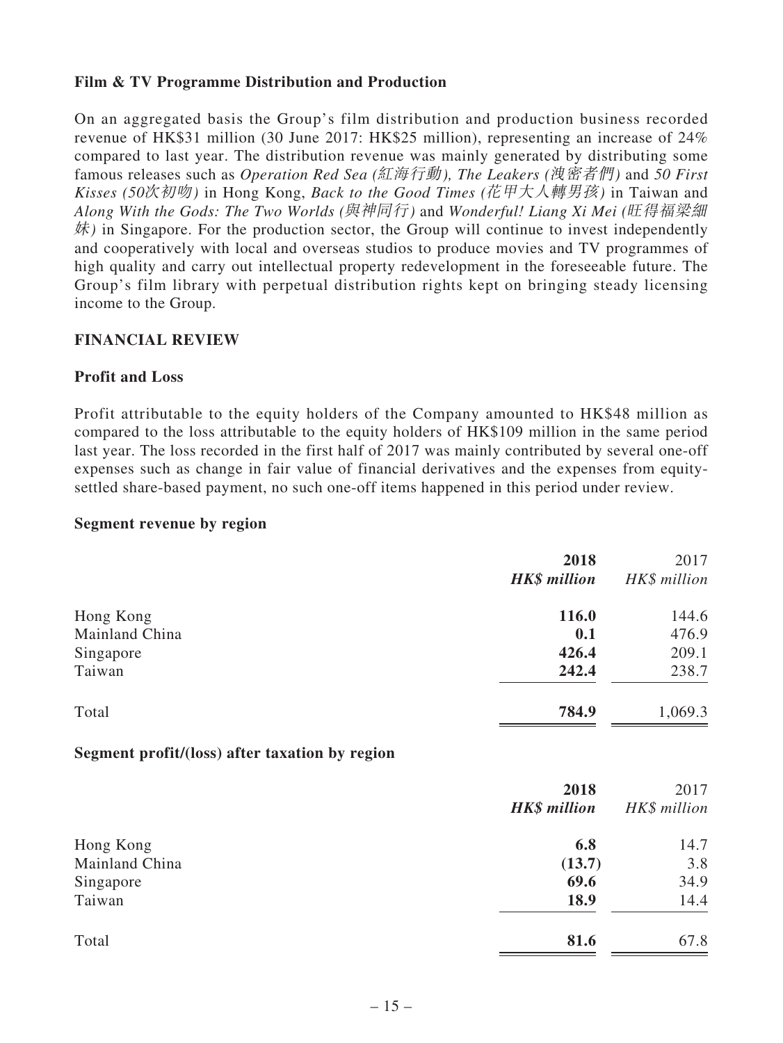**Film & TV Programme Distribution and Production**

On an aggregated basis the Group's film distribution and production business recorded revenue of HK$31 million (30 June 2017: HK$25 million), representing an increase of 24% compared to last year. The distribution revenue was mainly generated by distributing some famous releases such as *Operation Red Sea (紅海行動), The Leakers (洩密者們)* and *50 First Kisses (50次初吻)* in Hong Kong, *Back to the Good Times (花甲大人轉男孩)* in Taiwan and *Along With the Gods: The Two Worlds (與神同行)* and *Wonderful! Liang Xi Mei (旺得福梁細妹)* in Singapore. For the production sector, the Group will continue to invest independently and cooperatively with local and overseas studios to produce movies and TV programmes of high quality and carry out intellectual property redevelopment in the foreseeable future. The Group's film library with perpetual distribution rights kept on bringing steady licensing income to the Group.

## FINANCIAL REVIEW

**Profit and Loss**

Profit attributable to the equity holders of the Company amounted to HK$48 million as compared to the loss attributable to the equity holders of HK$109 million in the same period last year. The loss recorded in the first half of 2017 was mainly contributed by several one-off expenses such as change in fair value of financial derivatives and the expenses from equity-settled share-based payment, no such one-off items happened in this period under review.

**Segment revenue by region**

| | **2018** | 2017 |
|---|---|---|
| | ***HK$ million*** | *HK$ million* |
| Hong Kong | **116.0** | 144.6 |
| Mainland China | **0.1** | 476.9 |
| Singapore | **426.4** | 209.1 |
| Taiwan | **242.4** | 238.7 |
| Total | **784.9** | 1,069.3 |

**Segment profit/(loss) after taxation by region**

| | **2018** | 2017 |
|---|---|---|
| | ***HK$ million*** | *HK$ million* |
| Hong Kong | **6.8** | 14.7 |
| Mainland China | **(13.7)** | 3.8 |
| Singapore | **69.6** | 34.9 |
| Taiwan | **18.9** | 14.4 |
| Total | **81.6** | 67.8 |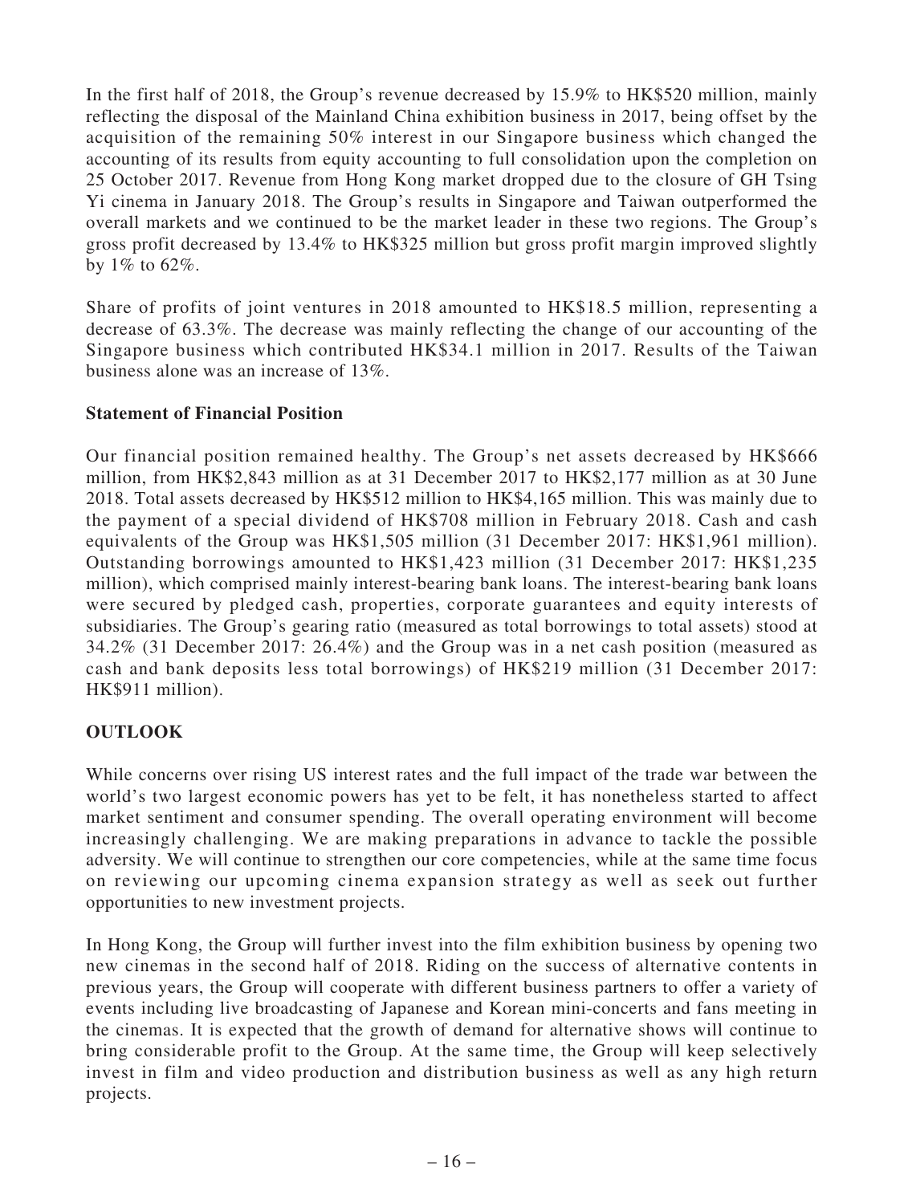In the first half of 2018, the Group's revenue decreased by 15.9% to HK$520 million, mainly reflecting the disposal of the Mainland China exhibition business in 2017, being offset by the acquisition of the remaining 50% interest in our Singapore business which changed the accounting of its results from equity accounting to full consolidation upon the completion on 25 October 2017. Revenue from Hong Kong market dropped due to the closure of GH Tsing Yi cinema in January 2018. The Group's results in Singapore and Taiwan outperformed the overall markets and we continued to be the market leader in these two regions. The Group's gross profit decreased by 13.4% to HK$325 million but gross profit margin improved slightly by 1% to 62%.

Share of profits of joint ventures in 2018 amounted to HK$18.5 million, representing a decrease of 63.3%. The decrease was mainly reflecting the change of our accounting of the Singapore business which contributed HK$34.1 million in 2017. Results of the Taiwan business alone was an increase of 13%.

**Statement of Financial Position**

Our financial position remained healthy. The Group's net assets decreased by HK$666 million, from HK$2,843 million as at 31 December 2017 to HK$2,177 million as at 30 June 2018. Total assets decreased by HK$512 million to HK$4,165 million. This was mainly due to the payment of a special dividend of HK$708 million in February 2018. Cash and cash equivalents of the Group was HK$1,505 million (31 December 2017: HK$1,961 million). Outstanding borrowings amounted to HK$1,423 million (31 December 2017: HK$1,235 million), which comprised mainly interest-bearing bank loans. The interest-bearing bank loans were secured by pledged cash, properties, corporate guarantees and equity interests of subsidiaries. The Group's gearing ratio (measured as total borrowings to total assets) stood at 34.2% (31 December 2017: 26.4%) and the Group was in a net cash position (measured as cash and bank deposits less total borrowings) of HK$219 million (31 December 2017: HK$911 million).

## OUTLOOK

While concerns over rising US interest rates and the full impact of the trade war between the world's two largest economic powers has yet to be felt, it has nonetheless started to affect market sentiment and consumer spending. The overall operating environment will become increasingly challenging. We are making preparations in advance to tackle the possible adversity. We will continue to strengthen our core competencies, while at the same time focus on reviewing our upcoming cinema expansion strategy as well as seek out further opportunities to new investment projects.

In Hong Kong, the Group will further invest into the film exhibition business by opening two new cinemas in the second half of 2018. Riding on the success of alternative contents in previous years, the Group will cooperate with different business partners to offer a variety of events including live broadcasting of Japanese and Korean mini-concerts and fans meeting in the cinemas. It is expected that the growth of demand for alternative shows will continue to bring considerable profit to the Group. At the same time, the Group will keep selectively invest in film and video production and distribution business as well as any high return projects.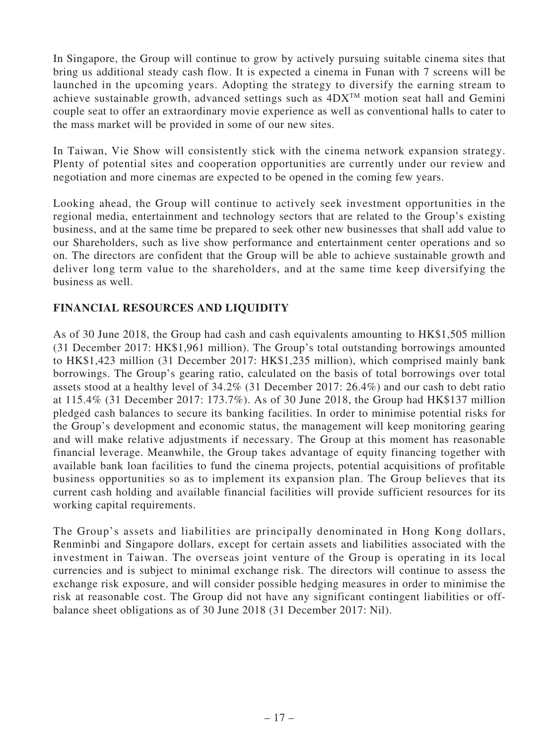In Singapore, the Group will continue to grow by actively pursuing suitable cinema sites that bring us additional steady cash flow. It is expected a cinema in Funan with 7 screens will be launched in the upcoming years. Adopting the strategy to diversify the earning stream to achieve sustainable growth, advanced settings such as 4DX™ motion seat hall and Gemini couple seat to offer an extraordinary movie experience as well as conventional halls to cater to the mass market will be provided in some of our new sites.

In Taiwan, Vie Show will consistently stick with the cinema network expansion strategy. Plenty of potential sites and cooperation opportunities are currently under our review and negotiation and more cinemas are expected to be opened in the coming few years.

Looking ahead, the Group will continue to actively seek investment opportunities in the regional media, entertainment and technology sectors that are related to the Group's existing business, and at the same time be prepared to seek other new businesses that shall add value to our Shareholders, such as live show performance and entertainment center operations and so on. The directors are confident that the Group will be able to achieve sustainable growth and deliver long term value to the shareholders, and at the same time keep diversifying the business as well.

## FINANCIAL RESOURCES AND LIQUIDITY

As of 30 June 2018, the Group had cash and cash equivalents amounting to HK$1,505 million (31 December 2017: HK$1,961 million). The Group's total outstanding borrowings amounted to HK$1,423 million (31 December 2017: HK$1,235 million), which comprised mainly bank borrowings. The Group's gearing ratio, calculated on the basis of total borrowings over total assets stood at a healthy level of 34.2% (31 December 2017: 26.4%) and our cash to debt ratio at 115.4% (31 December 2017: 173.7%). As of 30 June 2018, the Group had HK$137 million pledged cash balances to secure its banking facilities. In order to minimise potential risks for the Group's development and economic status, the management will keep monitoring gearing and will make relative adjustments if necessary. The Group at this moment has reasonable financial leverage. Meanwhile, the Group takes advantage of equity financing together with available bank loan facilities to fund the cinema projects, potential acquisitions of profitable business opportunities so as to implement its expansion plan. The Group believes that its current cash holding and available financial facilities will provide sufficient resources for its working capital requirements.

The Group's assets and liabilities are principally denominated in Hong Kong dollars, Renminbi and Singapore dollars, except for certain assets and liabilities associated with the investment in Taiwan. The overseas joint venture of the Group is operating in its local currencies and is subject to minimal exchange risk. The directors will continue to assess the exchange risk exposure, and will consider possible hedging measures in order to minimise the risk at reasonable cost. The Group did not have any significant contingent liabilities or off-balance sheet obligations as of 30 June 2018 (31 December 2017: Nil).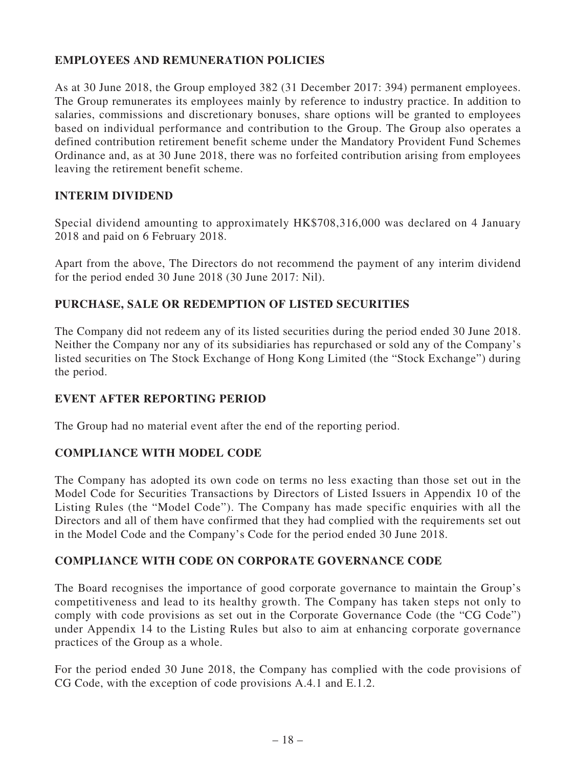## EMPLOYEES AND REMUNERATION POLICIES

As at 30 June 2018, the Group employed 382 (31 December 2017: 394) permanent employees. The Group remunerates its employees mainly by reference to industry practice. In addition to salaries, commissions and discretionary bonuses, share options will be granted to employees based on individual performance and contribution to the Group. The Group also operates a defined contribution retirement benefit scheme under the Mandatory Provident Fund Schemes Ordinance and, as at 30 June 2018, there was no forfeited contribution arising from employees leaving the retirement benefit scheme.

## INTERIM DIVIDEND

Special dividend amounting to approximately HK$708,316,000 was declared on 4 January 2018 and paid on 6 February 2018.

Apart from the above, The Directors do not recommend the payment of any interim dividend for the period ended 30 June 2018 (30 June 2017: Nil).

## PURCHASE, SALE OR REDEMPTION OF LISTED SECURITIES

The Company did not redeem any of its listed securities during the period ended 30 June 2018. Neither the Company nor any of its subsidiaries has repurchased or sold any of the Company's listed securities on The Stock Exchange of Hong Kong Limited (the "Stock Exchange") during the period.

## EVENT AFTER REPORTING PERIOD

The Group had no material event after the end of the reporting period.

## COMPLIANCE WITH MODEL CODE

The Company has adopted its own code on terms no less exacting than those set out in the Model Code for Securities Transactions by Directors of Listed Issuers in Appendix 10 of the Listing Rules (the "Model Code"). The Company has made specific enquiries with all the Directors and all of them have confirmed that they had complied with the requirements set out in the Model Code and the Company's Code for the period ended 30 June 2018.

## COMPLIANCE WITH CODE ON CORPORATE GOVERNANCE CODE

The Board recognises the importance of good corporate governance to maintain the Group's competitiveness and lead to its healthy growth. The Company has taken steps not only to comply with code provisions as set out in the Corporate Governance Code (the "CG Code") under Appendix 14 to the Listing Rules but also to aim at enhancing corporate governance practices of the Group as a whole.

For the period ended 30 June 2018, the Company has complied with the code provisions of CG Code, with the exception of code provisions A.4.1 and E.1.2.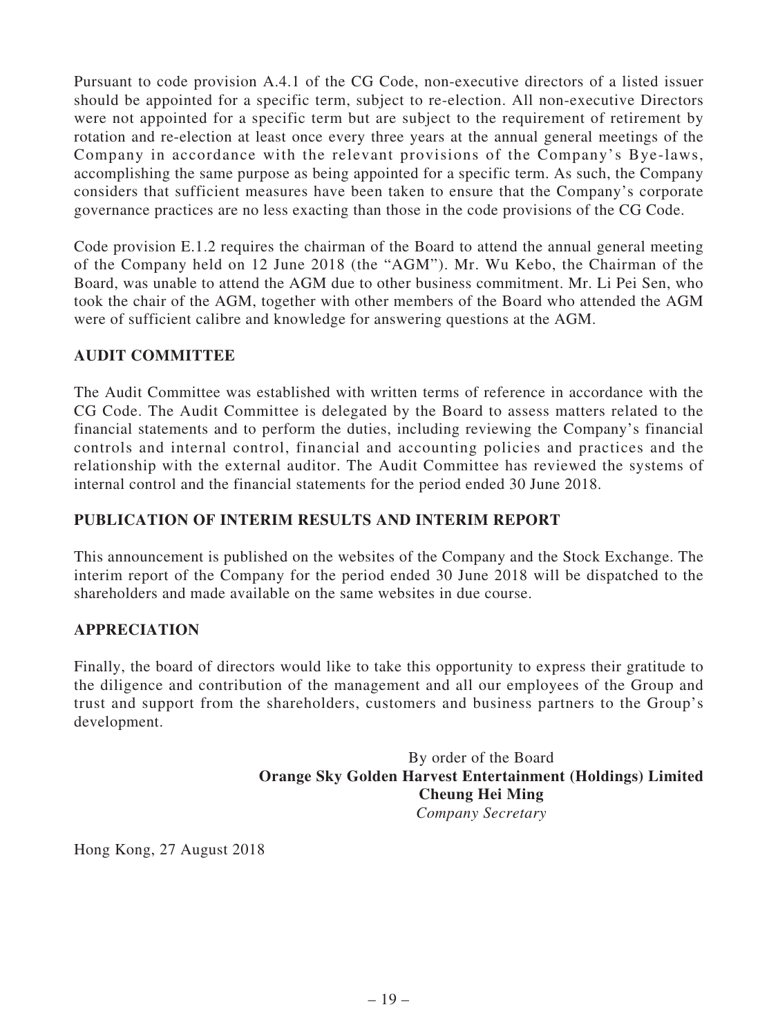Pursuant to code provision A.4.1 of the CG Code, non-executive directors of a listed issuer should be appointed for a specific term, subject to re-election. All non-executive Directors were not appointed for a specific term but are subject to the requirement of retirement by rotation and re-election at least once every three years at the annual general meetings of the Company in accordance with the relevant provisions of the Company's Bye-laws, accomplishing the same purpose as being appointed for a specific term. As such, the Company considers that sufficient measures have been taken to ensure that the Company's corporate governance practices are no less exacting than those in the code provisions of the CG Code.

Code provision E.1.2 requires the chairman of the Board to attend the annual general meeting of the Company held on 12 June 2018 (the "AGM"). Mr. Wu Kebo, the Chairman of the Board, was unable to attend the AGM due to other business commitment. Mr. Li Pei Sen, who took the chair of the AGM, together with other members of the Board who attended the AGM were of sufficient calibre and knowledge for answering questions at the AGM.

## AUDIT COMMITTEE

The Audit Committee was established with written terms of reference in accordance with the CG Code. The Audit Committee is delegated by the Board to assess matters related to the financial statements and to perform the duties, including reviewing the Company's financial controls and internal control, financial and accounting policies and practices and the relationship with the external auditor. The Audit Committee has reviewed the systems of internal control and the financial statements for the period ended 30 June 2018.

## PUBLICATION OF INTERIM RESULTS AND INTERIM REPORT

This announcement is published on the websites of the Company and the Stock Exchange. The interim report of the Company for the period ended 30 June 2018 will be dispatched to the shareholders and made available on the same websites in due course.

## APPRECIATION

Finally, the board of directors would like to take this opportunity to express their gratitude to the diligence and contribution of the management and all our employees of the Group and trust and support from the shareholders, customers and business partners to the Group's development.

By order of the Board
**Orange Sky Golden Harvest Entertainment (Holdings) Limited**
**Cheung Hei Ming**
*Company Secretary*

Hong Kong, 27 August 2018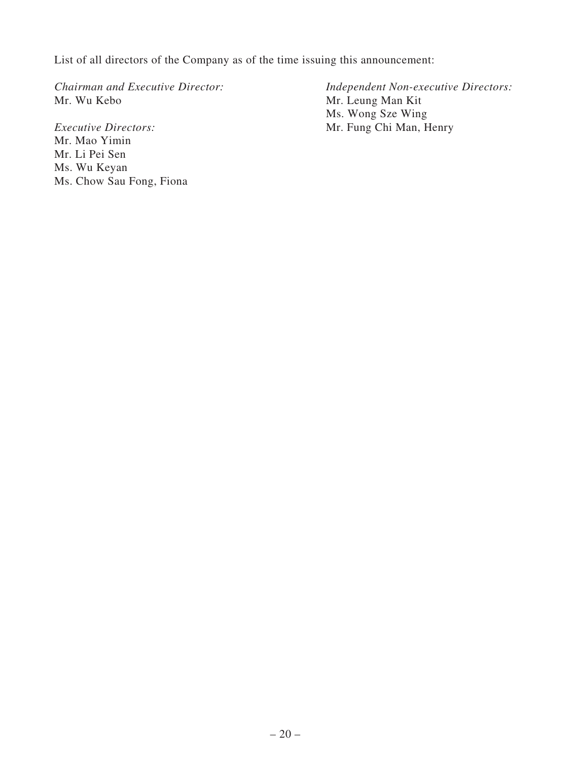List of all directors of the Company as of the time issuing this announcement:

*Chairman and Executive Director:*
Mr. Wu Kebo

*Executive Directors:*
Mr. Mao Yimin
Mr. Li Pei Sen
Ms. Wu Keyan
Ms. Chow Sau Fong, Fiona

*Independent Non-executive Directors:*
Mr. Leung Man Kit
Ms. Wong Sze Wing
Mr. Fung Chi Man, Henry